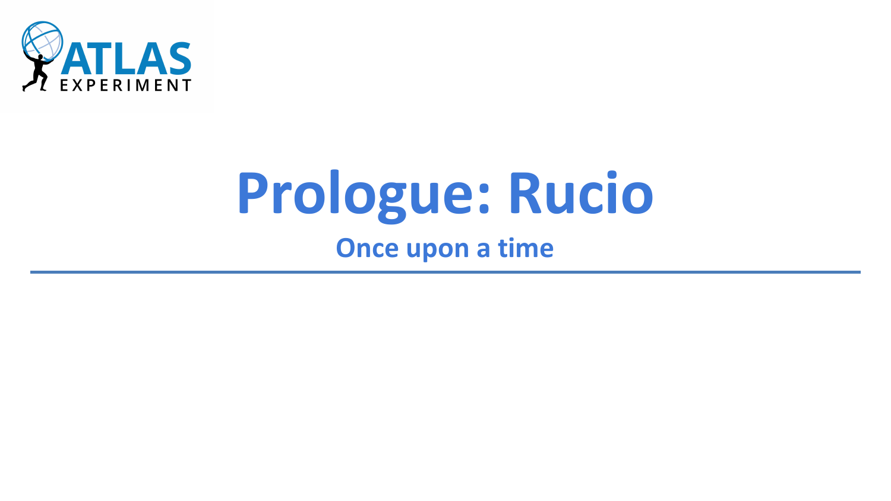# Prologue: Rucio

## Once upon a time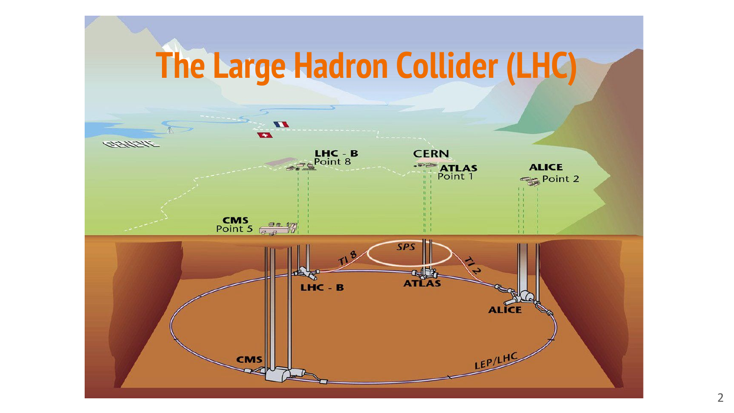# The Large Hadron Collider (LHC)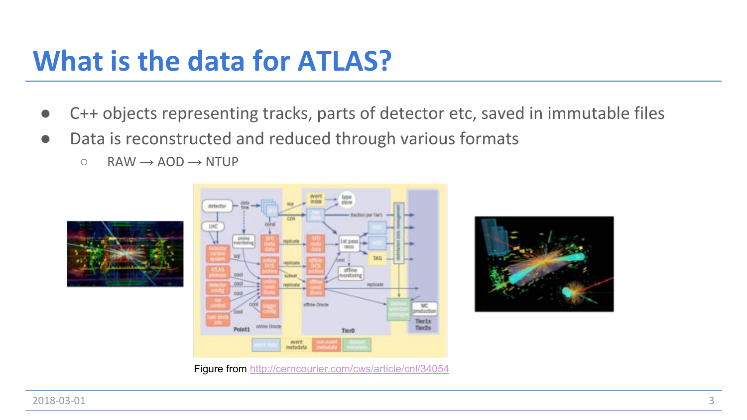# What is the data for ATLAS?

- C++ objects representing tracks, parts of detector etc, saved in immutable files
- Data is reconstructed and reduced through various formats
  - RAW → AOD → NTUP

Figure from http://cerncourier.com/cws/article/cnl/34054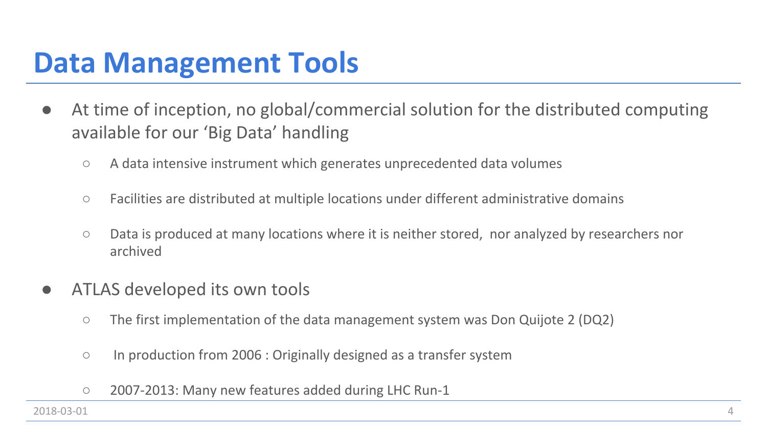# Data Management Tools

- At time of inception, no global/commercial solution for the distributed computing available for our 'Big Data' handling
  - A data intensive instrument which generates unprecedented data volumes
  - Facilities are distributed at multiple locations under different administrative domains
  - Data is produced at many locations where it is neither stored, nor analyzed by researchers nor archived
- ATLAS developed its own tools
  - The first implementation of the data management system was Don Quijote 2 (DQ2)
  - In production from 2006 : Originally designed as a transfer system
  - 2007-2013: Many new features added during LHC Run-1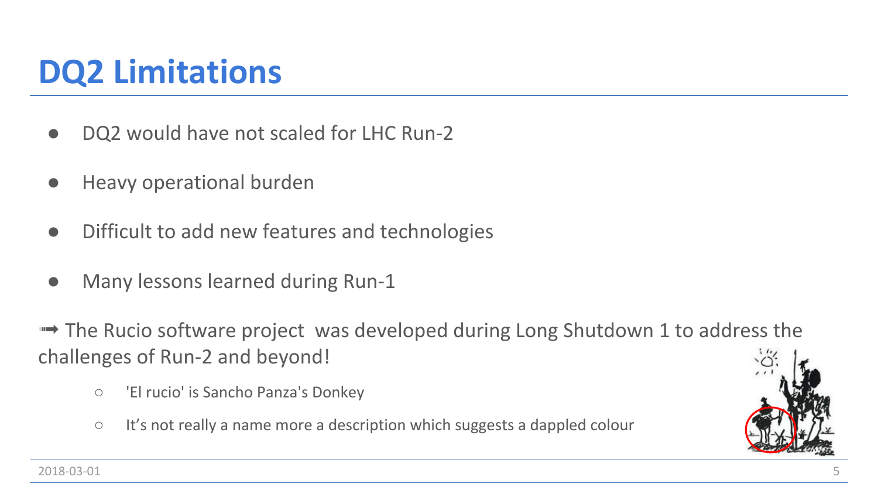# DQ2 Limitations

- DQ2 would have not scaled for LHC Run-2
- Heavy operational burden
- Difficult to add new features and technologies
- Many lessons learned during Run-1

➟ The Rucio software project was developed during Long Shutdown 1 to address the challenges of Run-2 and beyond!

  - 'El rucio' is Sancho Panza's Donkey
  - It's not really a name more a description which suggests a dappled colour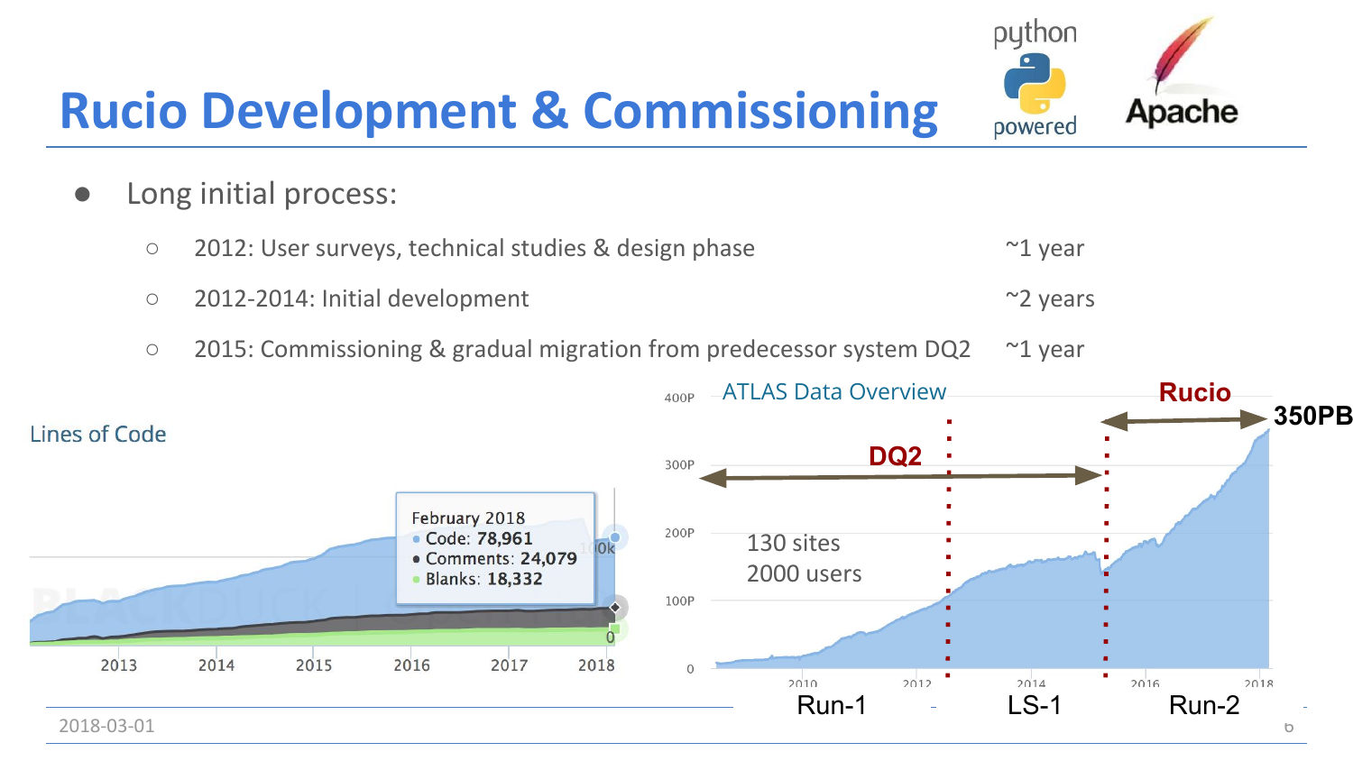# Rucio Development & Commissioning

- Long initial process:
  - 2012: User surveys, technical studies & design phase ~1 year
  - 2012-2014: Initial development ~2 years
  - 2015: Commissioning & gradual migration from predecessor system DQ2 ~1 year

Lines of Code

February 2018
- Code: 78,961
- Comments: 24,079
- Blanks: 18,332

ATLAS Data Overview

DQ2 — Rucio — 350PB

130 sites
2000 users

Run-1 — LS-1 — Run-2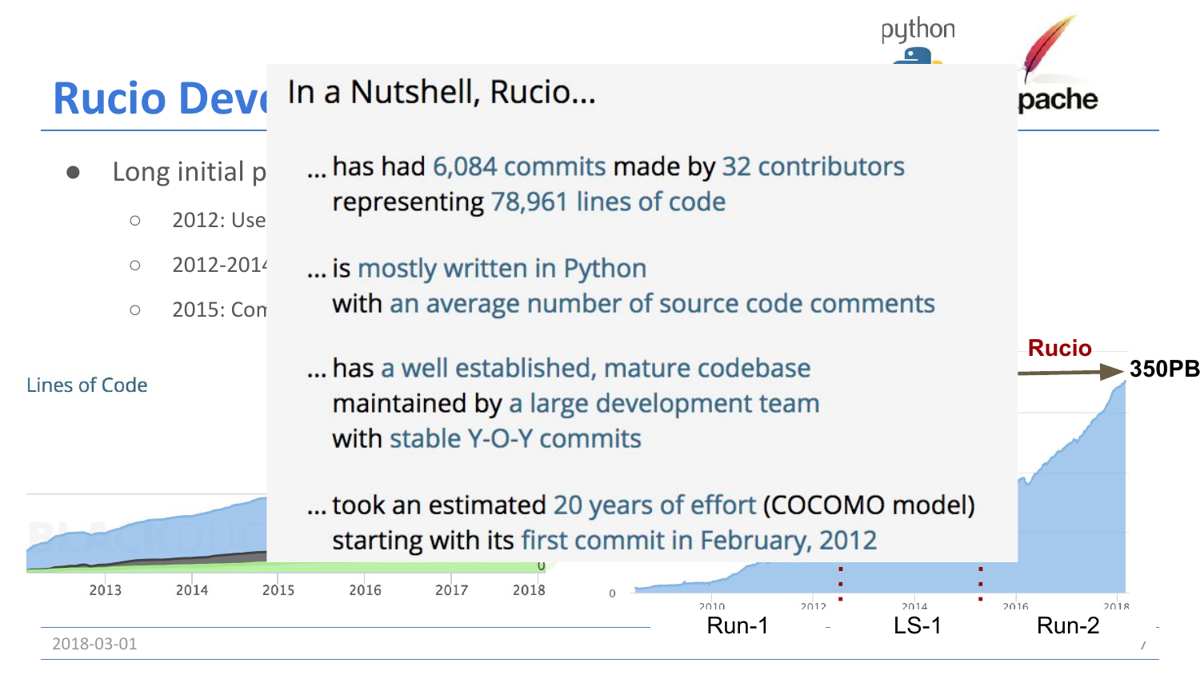# Rucio Deve

- Long initial p
  - 2012: Use
  - 2012-2014
  - 2015: Com

## In a Nutshell, Rucio...

... has had 6,084 commits made by 32 contributors representing 78,961 lines of code

... is mostly written in Python with an average number of source code comments

... has a well established, mature codebase maintained by a large development team with stable Y-O-Y commits

... took an estimated 20 years of effort (COCOMO model) starting with its first commit in February, 2012

Lines of Code

2013 2014 2015 2016 2017 2018

Rucio → 350PB

Run-1 LS-1 Run-2

2018-03-01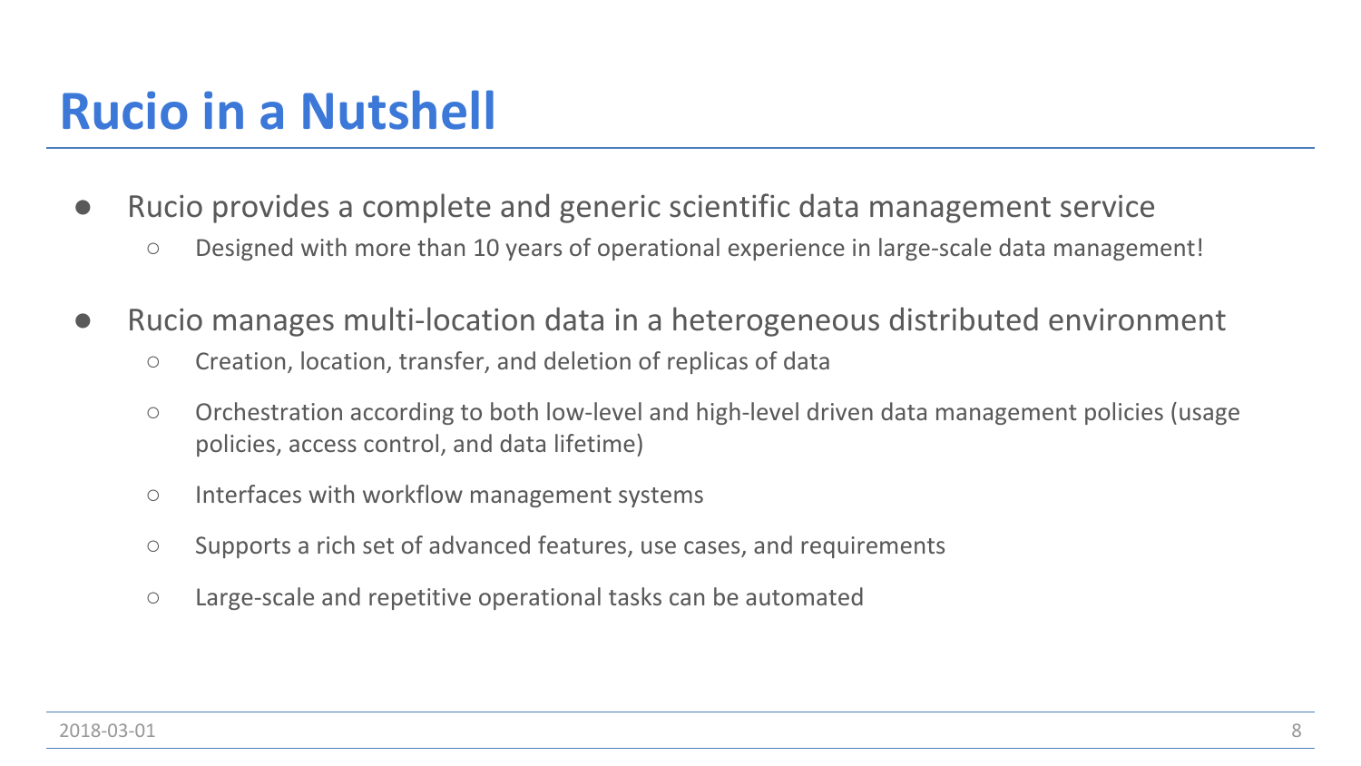# Rucio in a Nutshell

- Rucio provides a complete and generic scientific data management service
  - Designed with more than 10 years of operational experience in large-scale data management!
- Rucio manages multi-location data in a heterogeneous distributed environment
  - Creation, location, transfer, and deletion of replicas of data
  - Orchestration according to both low-level and high-level driven data management policies (usage policies, access control, and data lifetime)
  - Interfaces with workflow management systems
  - Supports a rich set of advanced features, use cases, and requirements
  - Large-scale and repetitive operational tasks can be automated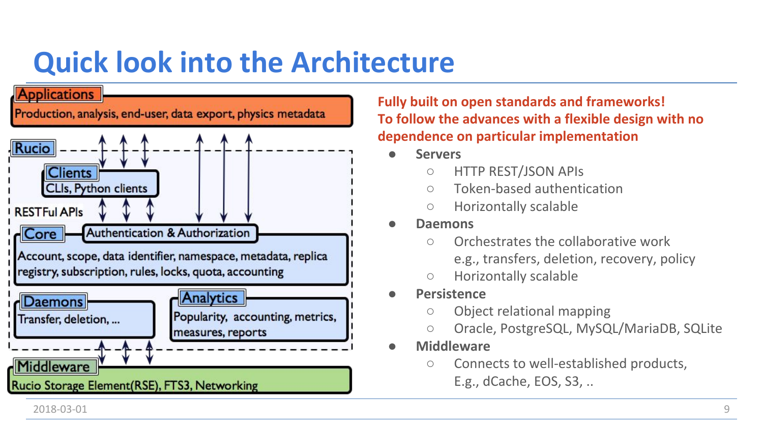# Quick look into the Architecture

**Applications**
Production, analysis, end-user, data export, physics metadata

**Rucio**

**Clients**
CLIs, Python clients

RESTFul APIs

**Core** — Authentication & Authorization
Account, scope, data identifier, namespace, metadata, replica registry, subscription, rules, locks, quota, accounting

**Daemons**
Transfer, deletion, ...

**Analytics**
Popularity, accounting, metrics, measures, reports

**Middleware**
Rucio Storage Element(RSE), FTS3, Networking

**Fully built on open standards and frameworks!**
**To follow the advances with a flexible design with no dependence on particular implementation**

- **Servers**
  - HTTP REST/JSON APIs
  - Token-based authentication
  - Horizontally scalable
- **Daemons**
  - Orchestrates the collaborative work e.g., transfers, deletion, recovery, policy
  - Horizontally scalable
- **Persistence**
  - Object relational mapping
  - Oracle, PostgreSQL, MySQL/MariaDB, SQLite
- **Middleware**
  - Connects to well-established products, E.g., dCache, EOS, S3, ..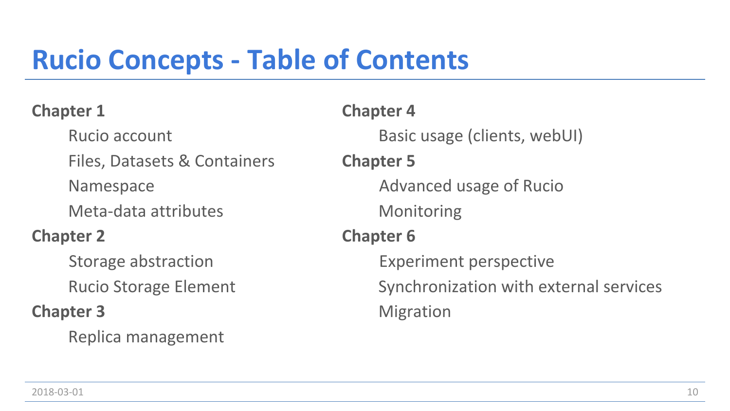# Rucio Concepts - Table of Contents

**Chapter 1**

- Rucio account
- Files, Datasets & Containers
- Namespace
- Meta-data attributes

**Chapter 2**

- Storage abstraction
- Rucio Storage Element

**Chapter 3**

- Replica management

**Chapter 4**

- Basic usage (clients, webUI)

**Chapter 5**

- Advanced usage of Rucio
- Monitoring

**Chapter 6**

- Experiment perspective
- Synchronization with external services
- Migration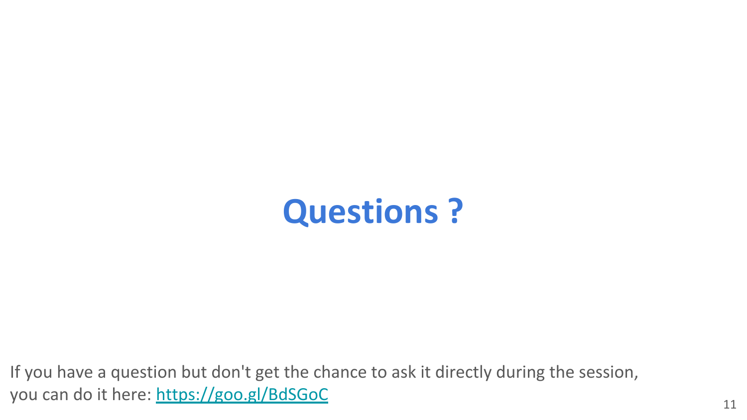# Questions ?

If you have a question but don't get the chance to ask it directly during the session, you can do it here: [https://goo.gl/BdSGoC](https://goo.gl/BdSGoC)